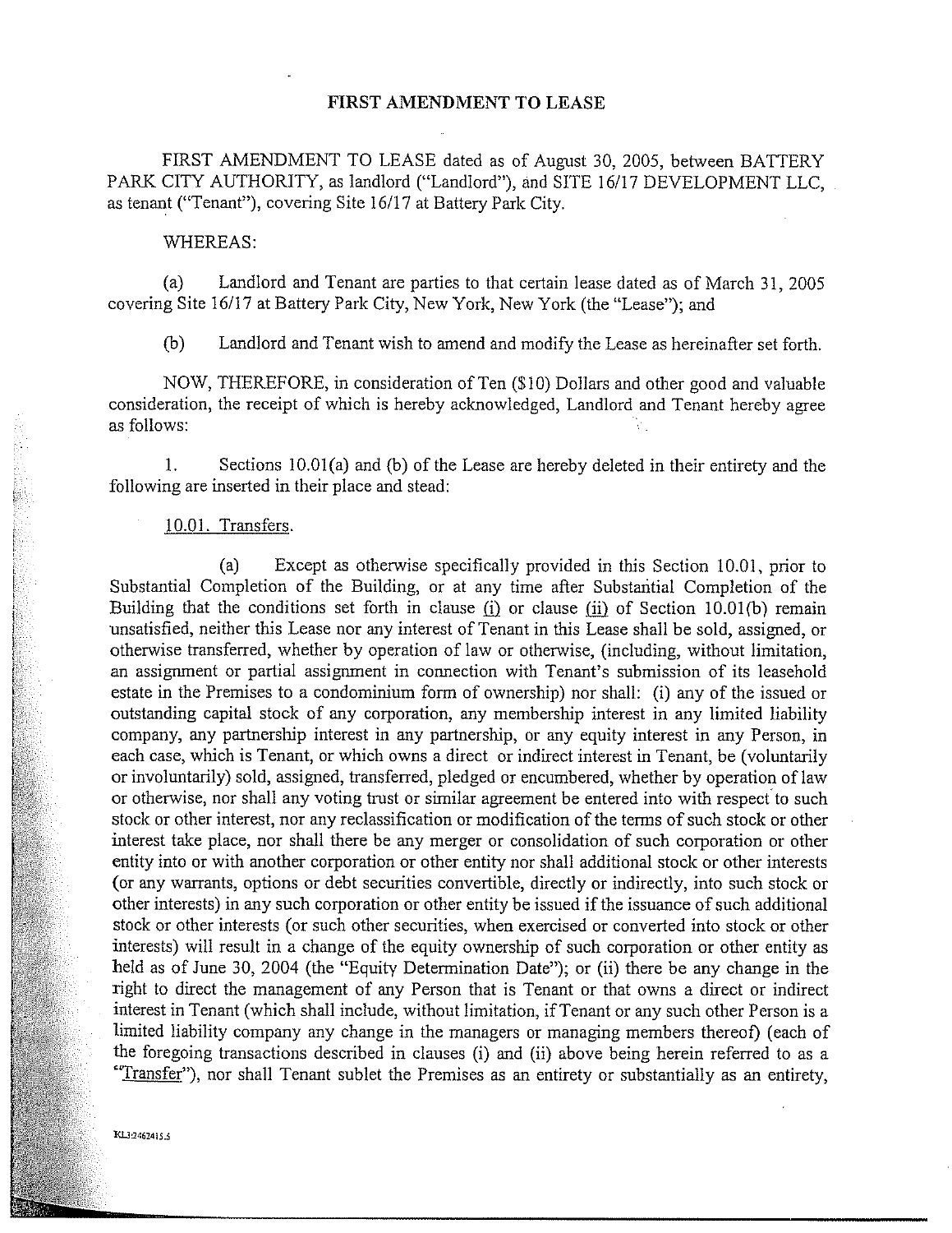# FIRST AMENDMENT TO LEASE

FIRST AMENDMENT TO LEASE dated as of August 30, 2005, between BATTERY PARK CITY AUTHORITY, as landlord ("Landlord"), and SITE 16/17 DEVELOPMENT LLC, as tenant ("Tenant"), covering Site 16/17 at Battery Park City.

WHEREAS:

(a) Landlord and Tenant are parties to that certain lease dated as of March 31, 2005 covering Site 16/17 at Battery Park City, New York, New York (the "Lease"); and

(b) Landlord and Tenant wish to amend and modify the Lease as hereinafter set forth.

NOW, THEREFORE, in consideration of Ten ($10) Dollars and other good and valuable consideration, the receipt of which is hereby acknowledged, Landlord and Tenant hereby agree as follows:

1. Sections 10.01(a) and (b) of the Lease are hereby deleted in their entirety and the following are inserted in their place and stead:

10.01. Transfers.

(a) Except as otherwise specifically provided in this Section 10.01, prior to Substantial Completion of the Building, or at any time after Substantial Completion of the Building that the conditions set forth in clause (i) or clause (ii) of Section 10.01(b) remain unsatisfied, neither this Lease nor any interest of Tenant in this Lease shall be sold, assigned, or otherwise transferred, whether by operation of law or otherwise, (including, without limitation, an assignment or partial assignment in connection with Tenant's submission of its leasehold estate in the Premises to a condominium form of ownership) nor shall: (i) any of the issued or outstanding capital stock of any corporation, any membership interest in any limited liability company, any partnership interest in any partnership, or any equity interest in any Person, in each case, which is Tenant, or which owns a direct or indirect interest in Tenant, be (voluntarily or involuntarily) sold, assigned, transferred, pledged or encumbered, whether by operation of law or otherwise, nor shall any voting trust or similar agreement be entered into with respect to such stock or other interest, nor any reclassification or modification of the terms of such stock or other interest take place, nor shall there be any merger or consolidation of such corporation or other entity into or with another corporation or other entity nor shall additional stock or other interests (or any warrants, options or debt securities convertible, directly or indirectly, into such stock or other interests) in any such corporation or other entity be issued if the issuance of such additional stock or other interests (or such other securities, when exercised or converted into stock or other interests) will result in a change of the equity ownership of such corporation or other entity as held as of June 30, 2004 (the "Equity Determination Date"); or (ii) there be any change in the right to direct the management of any Person that is Tenant or that owns a direct or indirect interest in Tenant (which shall include, without limitation, if Tenant or any such other Person is a limited liability company any change in the managers or managing members thereof) (each of the foregoing transactions described in clauses (i) and (ii) above being herein referred to as a "Transfer"), nor shall Tenant sublet the Premises as an entirety or substantially as an entirety,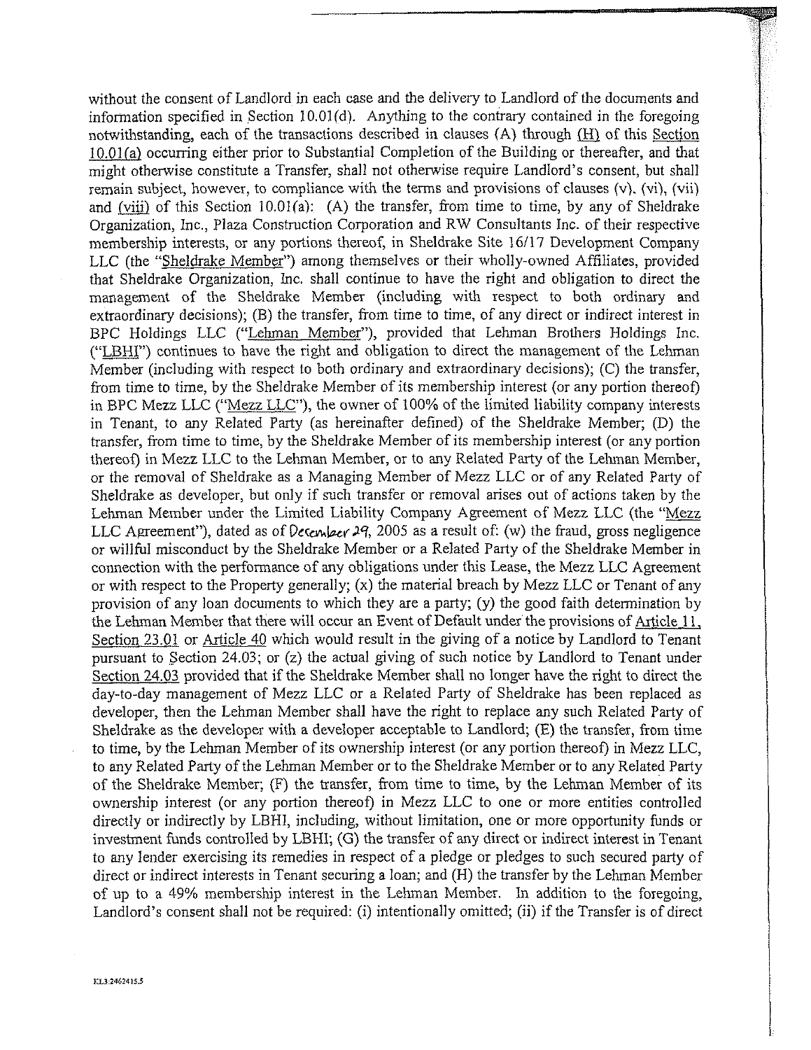without the consent of Landlord in each case and the delivery to Landlord of the documents and information specified in Section 10.01(d). Anything to the contrary contained in the foregoing notwithstanding, each of the transactions described in clauses (A) through (H) of this Section 10.01(a) occurring either prior to Substantial Completion of the Building or thereafter, and that might otherwise constitute a Transfer, shall not otherwise require Landlord's consent, but shall remain subject, however, to compliance with the terms and provisions of clauses (v), (vi), (vii) and (viii) of this Section 10.01(a): (A) the transfer, from time to time, by any of Sheldrake Organization, Inc., Plaza Construction Corporation and RW Consultants Inc. of their respective membership interests, or any portions thereof, in Sheldrake Site 16/17 Development Company LLC (the "Sheldrake Member") among themselves or their wholly-owned Affiliates, provided that Sheldrake Organization, Inc. shall continue to have the right and obligation to direct the management of the Sheldrake Member (including with respect to both ordinary and extraordinary decisions); (B) the transfer, from time to time, of any direct or indirect interest in BPC Holdings LLC ("Lehman Member"), provided that Lehman Brothers Holdings Inc. ("LBHI") continues to have the right and obligation to direct the management of the Lehman Member (including with respect to both ordinary and extraordinary decisions); (C) the transfer, from time to time, by the Sheldrake Member of its membership interest (or any portion thereof) in BPC Mezz LLC ("Mezz LLC"), the owner of 100% of the limited liability company interests in Tenant, to any Related Party (as hereinafter defined) of the Sheldrake Member; (D) the transfer, from time to time, by the Sheldrake Member of its membership interest (or any portion thereof) in Mezz LLC to the Lehman Member, or to any Related Party of the Lehman Member, or the removal of Sheldrake as a Managing Member of Mezz LLC or of any Related Party of Sheldrake as developer, but only if such transfer or removal arises out of actions taken by the Lehman Member under the Limited Liability Company Agreement of Mezz LLC (the "Mezz LLC Agreement"), dated as of December 29, 2005 as a result of: (w) the fraud, gross negligence or willful misconduct by the Sheldrake Member or a Related Party of the Sheldrake Member in connection with the performance of any obligations under this Lease, the Mezz LLC Agreement or with respect to the Property generally; (x) the material breach by Mezz LLC or Tenant of any provision of any loan documents to which they are a party; (y) the good faith determination by the Lehman Member that there will occur an Event of Default under the provisions of Article 11, Section 23.01 or Article 40 which would result in the giving of a notice by Landlord to Tenant pursuant to Section 24.03; or (z) the actual giving of such notice by Landlord to Tenant under Section 24.03 provided that if the Sheldrake Member shall no longer have the right to direct the day-to-day management of Mezz LLC or a Related Party of Sheldrake has been replaced as developer, then the Lehman Member shall have the right to replace any such Related Party of Sheldrake as the developer with a developer acceptable to Landlord; (E) the transfer, from time to time, by the Lehman Member of its ownership interest (or any portion thereof) in Mezz LLC, to any Related Party of the Lehman Member or to the Sheldrake Member or to any Related Party of the Sheldrake Member; (F) the transfer, from time to time, by the Lehman Member of its ownership interest (or any portion thereof) in Mezz LLC to one or more entities controlled directly or indirectly by LBHI, including, without limitation, one or more opportunity funds or investment funds controlled by LBHI; (G) the transfer of any direct or indirect interest in Tenant to any lender exercising its remedies in respect of a pledge or pledges to such secured party of direct or indirect interests in Tenant securing a loan; and (H) the transfer by the Lehman Member of up to a 49% membership interest in the Lehman Member. In addition to the foregoing, Landlord's consent shall not be required: (i) intentionally omitted; (ii) if the Transfer is of direct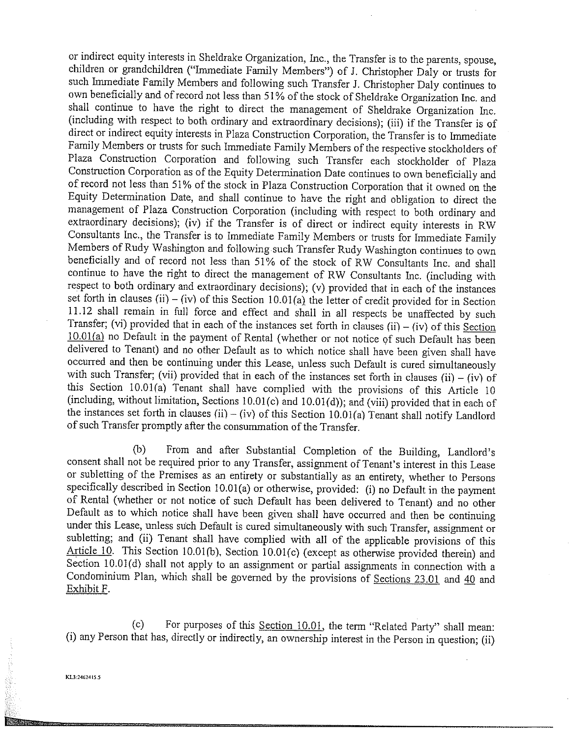or indirect equity interests in Sheldrake Organization, Inc., the Transfer is to the parents, spouse, children or grandchildren ("Immediate Family Members") of J. Christopher Daly or trusts for such Immediate Family Members and following such Transfer J. Christopher Daly continues to own beneficially and of record not less than 51% of the stock of Sheldrake Organization Inc. and shall continue to have the right to direct the management of Sheldrake Organization Inc. (including with respect to both ordinary and extraordinary decisions); (iii) if the Transfer is of direct or indirect equity interests in Plaza Construction Corporation, the Transfer is to Immediate Family Members or trusts for such Immediate Family Members of the respective stockholders of Plaza Construction Corporation and following such Transfer each stockholder of Plaza Construction Corporation as of the Equity Determination Date continues to own beneficially and of record not less than 51% of the stock in Plaza Construction Corporation that it owned on the Equity Determination Date, and shall continue to have the right and obligation to direct the management of Plaza Construction Corporation (including with respect to both ordinary and extraordinary decisions); (iv) if the Transfer is of direct or indirect equity interests in RW Consultants Inc., the Transfer is to Immediate Family Members or trusts for Immediate Family Members of Rudy Washington and following such Transfer Rudy Washington continues to own beneficially and of record not less than 51% of the stock of RW Consultants Inc. and shall continue to have the right to direct the management of RW Consultants Inc. (including with respect to both ordinary and extraordinary decisions); (v) provided that in each of the instances set forth in clauses (ii) – (iv) of this Section 10.01(a) the letter of credit provided for in Section 11.12 shall remain in full force and effect and shall in all respects be unaffected by such Transfer; (vi) provided that in each of the instances set forth in clauses (ii) – (iv) of this Section 10.01(a) no Default in the payment of Rental (whether or not notice of such Default has been delivered to Tenant) and no other Default as to which notice shall have been given shall have occurred and then be continuing under this Lease, unless such Default is cured simultaneously with such Transfer; (vii) provided that in each of the instances set forth in clauses (ii) – (iv) of this Section 10.01(a) Tenant shall have complied with the provisions of this Article 10 (including, without limitation, Sections 10.01(c) and 10.01(d)); and (viii) provided that in each of the instances set forth in clauses (ii) – (iv) of this Section 10.01(a) Tenant shall notify Landlord of such Transfer promptly after the consummation of the Transfer.

(b) From and after Substantial Completion of the Building, Landlord's consent shall not be required prior to any Transfer, assignment of Tenant's interest in this Lease or subletting of the Premises as an entirety or substantially as an entirety, whether to Persons specifically described in Section 10.01(a) or otherwise, provided: (i) no Default in the payment of Rental (whether or not notice of such Default has been delivered to Tenant) and no other Default as to which notice shall have been given shall have occurred and then be continuing under this Lease, unless such Default is cured simultaneously with such Transfer, assignment or subletting; and (ii) Tenant shall have complied with all of the applicable provisions of this Article 10. This Section 10.01(b), Section 10.01(c) (except as otherwise provided therein) and Section 10.01(d) shall not apply to an assignment or partial assignments in connection with a Condominium Plan, which shall be governed by the provisions of Sections 23.01 and 40 and Exhibit F.

(c) For purposes of this Section 10.01, the term "Related Party" shall mean: (i) any Person that has, directly or indirectly, an ownership interest in the Person in question; (ii)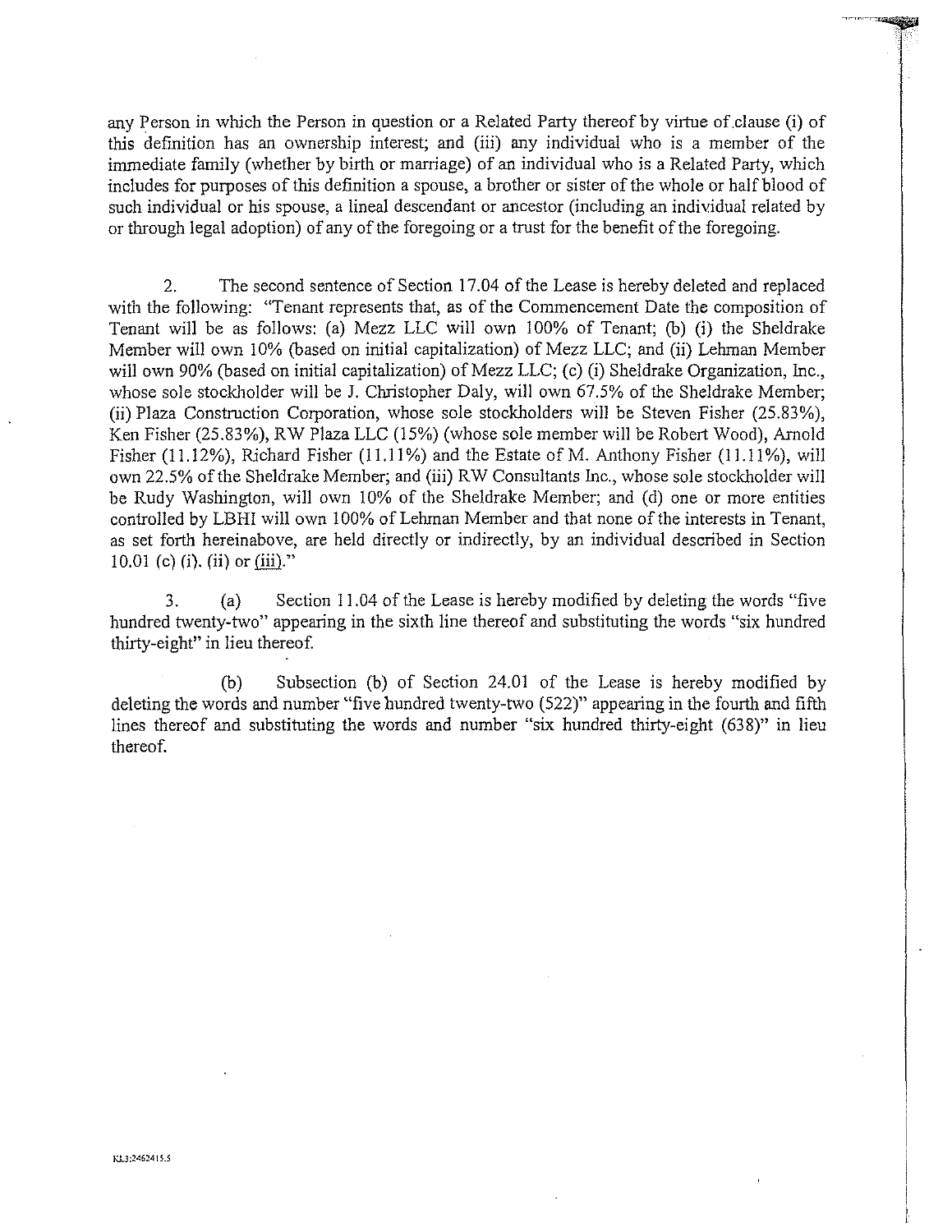any Person in which the Person in question or a Related Party thereof by virtue of clause (i) of this definition has an ownership interest; and (iii) any individual who is a member of the immediate family (whether by birth or marriage) of an individual who is a Related Party, which includes for purposes of this definition a spouse, a brother or sister of the whole or half blood of such individual or his spouse, a lineal descendant or ancestor (including an individual related by or through legal adoption) of any of the foregoing or a trust for the benefit of the foregoing.

2. The second sentence of Section 17.04 of the Lease is hereby deleted and replaced with the following: "Tenant represents that, as of the Commencement Date the composition of Tenant will be as follows: (a) Mezz LLC will own 100% of Tenant; (b) (i) the Sheldrake Member will own 10% (based on initial capitalization) of Mezz LLC; and (ii) Lehman Member will own 90% (based on initial capitalization) of Mezz LLC; (c) (i) Sheldrake Organization, Inc., whose sole stockholder will be J. Christopher Daly, will own 67.5% of the Sheldrake Member; (ii) Plaza Construction Corporation, whose sole stockholders will be Steven Fisher (25.83%), Ken Fisher (25.83%), RW Plaza LLC (15%) (whose sole member will be Robert Wood), Arnold Fisher (11.12%), Richard Fisher (11.11%) and the Estate of M. Anthony Fisher (11.11%), will own 22.5% of the Sheldrake Member; and (iii) RW Consultants Inc., whose sole stockholder will be Rudy Washington, will own 10% of the Sheldrake Member; and (d) one or more entities controlled by LBHI will own 100% of Lehman Member and that none of the interests in Tenant, as set forth hereinabove, are held directly or indirectly, by an individual described in Section 10.01 (c) (i), (ii) or (iii)."

3. (a) Section 11.04 of the Lease is hereby modified by deleting the words "five hundred twenty-two" appearing in the sixth line thereof and substituting the words "six hundred thirty-eight" in lieu thereof.

(b) Subsection (b) of Section 24.01 of the Lease is hereby modified by deleting the words and number "five hundred twenty-two (522)" appearing in the fourth and fifth lines thereof and substituting the words and number "six hundred thirty-eight (638)" in lieu thereof.

KL3:2462415.5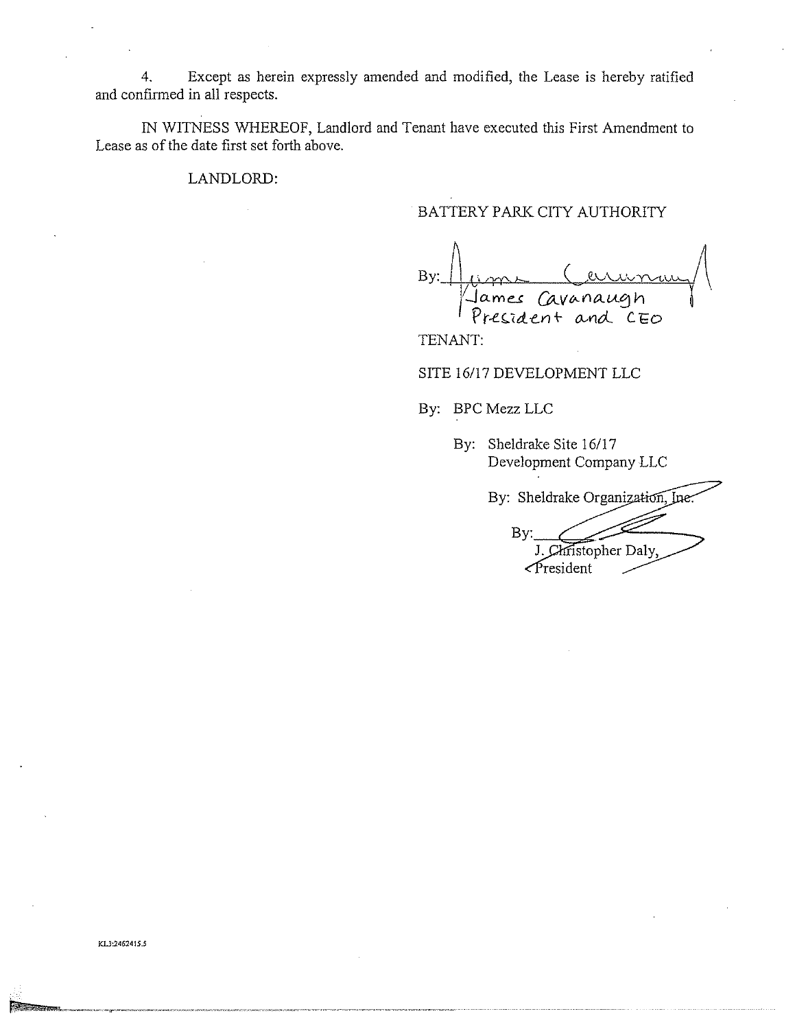4. Except as herein expressly amended and modified, the Lease is hereby ratified and confirmed in all respects.

IN WITNESS WHEREOF, Landlord and Tenant have executed this First Amendment to Lease as of the date first set forth above.

LANDLORD:

BATTERY PARK CITY AUTHORITY

By: _______________
James Cavanaugh
President and CEO

TENANT:

SITE 16/17 DEVELOPMENT LLC

By: BPC Mezz LLC

By: Sheldrake Site 16/17 Development Company LLC

By: Sheldrake Organization, Inc.

By: _______________
J. Christopher Daly,
President

KL3:2462415.5